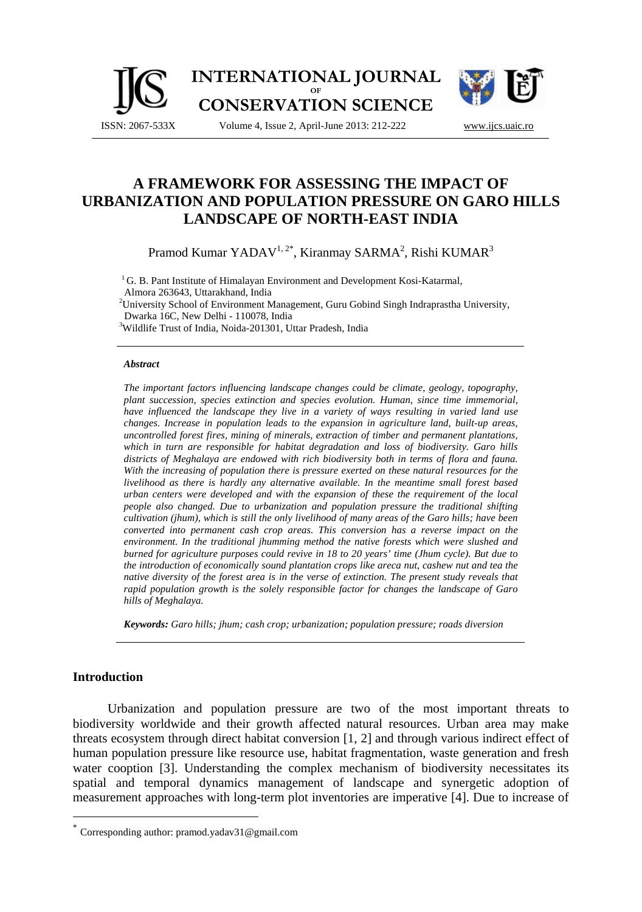# A FRAMEWORK FOR ASSESSING THE IMPACT OF URBANIZATION AND POPULATION PRESSURE ON GARO HILLS LANDSCAPE OF NORTH-EAST INDIA

Pramod Kumar YADAV[1, 2*], Kiranmay SARMA[2], Rishi KUMAR[3]

[1] G. B. Pant Institute of Himalayan Environment and Development Kosi-Katarmal, Almora 263643, Uttarakhand, India

[2] University School of Environment Management, Guru Gobind Singh Indraprastha University, Dwarka 16C, New Delhi - 110078, India

[3] Wildlife Trust of India, Noida-201301, Uttar Pradesh, India

### *Abstract*

*The important factors influencing landscape changes could be climate, geology, topography, plant succession, species extinction and species evolution. Human, since time immemorial, have influenced the landscape they live in a variety of ways resulting in varied land use changes. Increase in population leads to the expansion in agriculture land, built-up areas, uncontrolled forest fires, mining of minerals, extraction of timber and permanent plantations, which in turn are responsible for habitat degradation and loss of biodiversity. Garo hills districts of Meghalaya are endowed with rich biodiversity both in terms of flora and fauna. With the increasing of population there is pressure exerted on these natural resources for the livelihood as there is hardly any alternative available. In the meantime small forest based urban centers were developed and with the expansion of these the requirement of the local people also changed. Due to urbanization and population pressure the traditional shifting cultivation (jhum), which is still the only livelihood of many areas of the Garo hills; have been converted into permanent cash crop areas. This conversion has a reverse impact on the environment. In the traditional jhumming method the native forests which were slushed and burned for agriculture purposes could revive in 18 to 20 years' time (Jhum cycle). But due to the introduction of economically sound plantation crops like areca nut, cashew nut and tea the native diversity of the forest area is in the verse of extinction. The present study reveals that rapid population growth is the solely responsible factor for changes the landscape of Garo hills of Meghalaya.*

***Keywords:*** *Garo hills; jhum; cash crop; urbanization; population pressure; roads diversion*

## Introduction

Urbanization and population pressure are two of the most important threats to biodiversity worldwide and their growth affected natural resources. Urban area may make threats ecosystem through direct habitat conversion [1, 2] and through various indirect effect of human population pressure like resource use, habitat fragmentation, waste generation and fresh water cooption [3]. Understanding the complex mechanism of biodiversity necessitates its spatial and temporal dynamics management of landscape and synergetic adoption of measurement approaches with long-term plot inventories are imperative [4]. Due to increase of

[*] Corresponding author: pramod.yadav31@gmail.com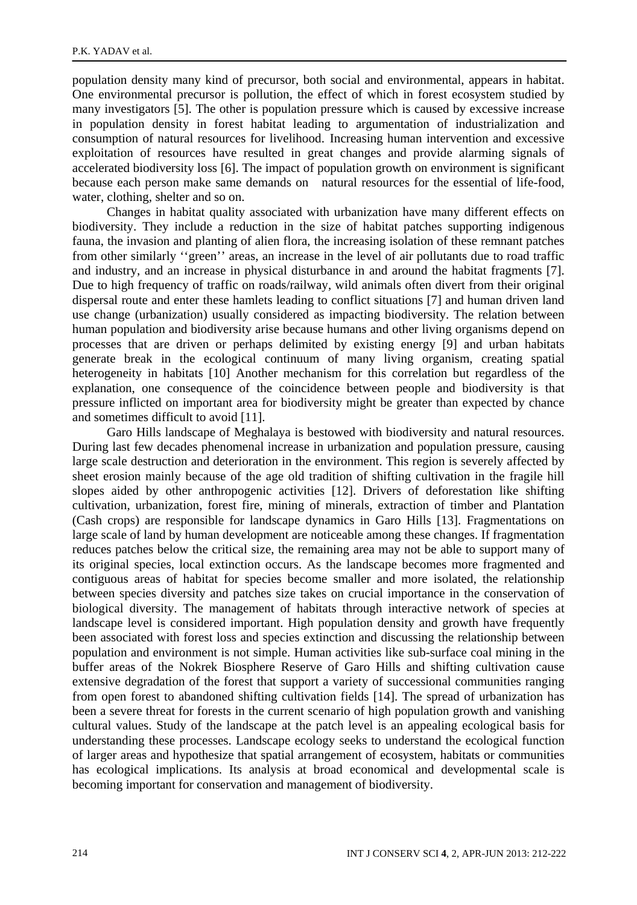population density many kind of precursor, both social and environmental, appears in habitat. One environmental precursor is pollution, the effect of which in forest ecosystem studied by many investigators [5]. The other is population pressure which is caused by excessive increase in population density in forest habitat leading to argumentation of industrialization and consumption of natural resources for livelihood. Increasing human intervention and excessive exploitation of resources have resulted in great changes and provide alarming signals of accelerated biodiversity loss [6]. The impact of population growth on environment is significant because each person make same demands on natural resources for the essential of life-food, water, clothing, shelter and so on.

Changes in habitat quality associated with urbanization have many different effects on biodiversity. They include a reduction in the size of habitat patches supporting indigenous fauna, the invasion and planting of alien flora, the increasing isolation of these remnant patches from other similarly ''green'' areas, an increase in the level of air pollutants due to road traffic and industry, and an increase in physical disturbance in and around the habitat fragments [7]. Due to high frequency of traffic on roads/railway, wild animals often divert from their original dispersal route and enter these hamlets leading to conflict situations [7] and human driven land use change (urbanization) usually considered as impacting biodiversity. The relation between human population and biodiversity arise because humans and other living organisms depend on processes that are driven or perhaps delimited by existing energy [9] and urban habitats generate break in the ecological continuum of many living organism, creating spatial heterogeneity in habitats [10] Another mechanism for this correlation but regardless of the explanation, one consequence of the coincidence between people and biodiversity is that pressure inflicted on important area for biodiversity might be greater than expected by chance and sometimes difficult to avoid [11].

Garo Hills landscape of Meghalaya is bestowed with biodiversity and natural resources. During last few decades phenomenal increase in urbanization and population pressure, causing large scale destruction and deterioration in the environment. This region is severely affected by sheet erosion mainly because of the age old tradition of shifting cultivation in the fragile hill slopes aided by other anthropogenic activities [12]. Drivers of deforestation like shifting cultivation, urbanization, forest fire, mining of minerals, extraction of timber and Plantation (Cash crops) are responsible for landscape dynamics in Garo Hills [13]. Fragmentations on large scale of land by human development are noticeable among these changes. If fragmentation reduces patches below the critical size, the remaining area may not be able to support many of its original species, local extinction occurs. As the landscape becomes more fragmented and contiguous areas of habitat for species become smaller and more isolated, the relationship between species diversity and patches size takes on crucial importance in the conservation of biological diversity. The management of habitats through interactive network of species at landscape level is considered important. High population density and growth have frequently been associated with forest loss and species extinction and discussing the relationship between population and environment is not simple. Human activities like sub-surface coal mining in the buffer areas of the Nokrek Biosphere Reserve of Garo Hills and shifting cultivation cause extensive degradation of the forest that support a variety of successional communities ranging from open forest to abandoned shifting cultivation fields [14]. The spread of urbanization has been a severe threat for forests in the current scenario of high population growth and vanishing cultural values. Study of the landscape at the patch level is an appealing ecological basis for understanding these processes. Landscape ecology seeks to understand the ecological function of larger areas and hypothesize that spatial arrangement of ecosystem, habitats or communities has ecological implications. Its analysis at broad economical and developmental scale is becoming important for conservation and management of biodiversity.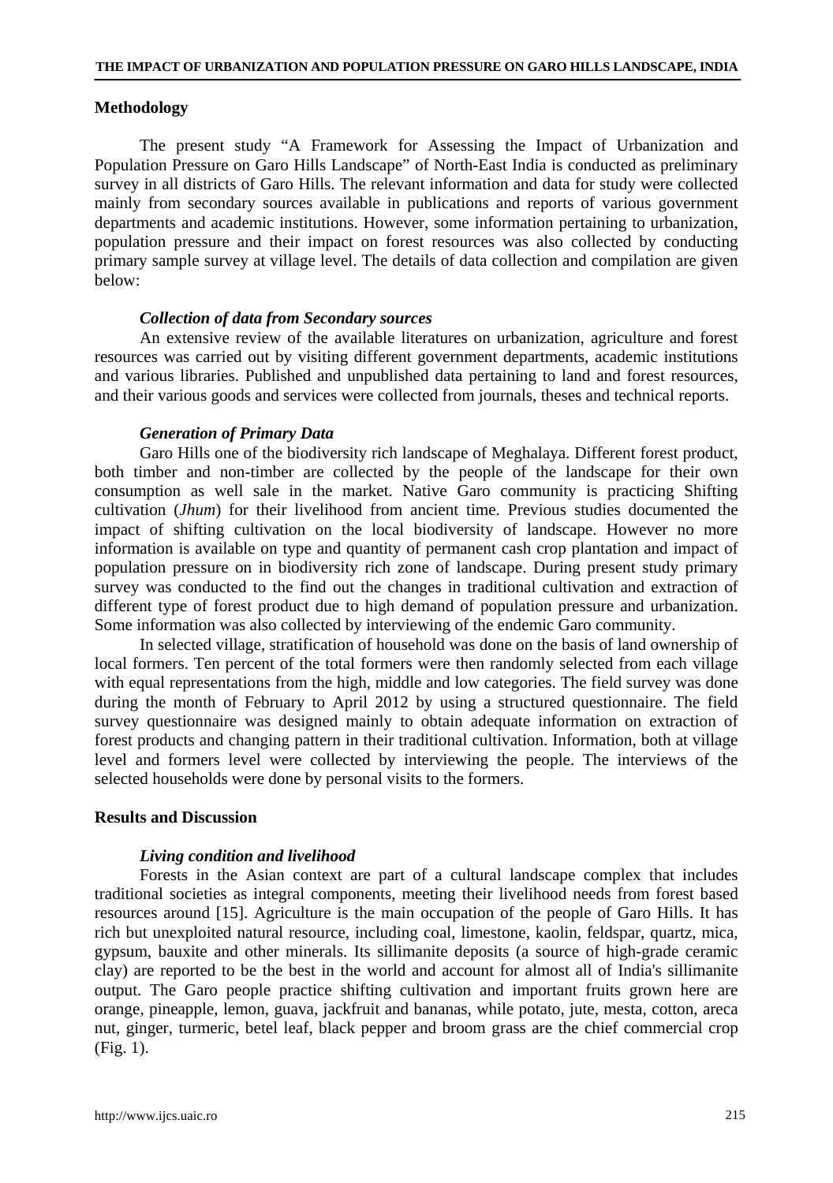## Methodology

The present study "A Framework for Assessing the Impact of Urbanization and Population Pressure on Garo Hills Landscape" of North-East India is conducted as preliminary survey in all districts of Garo Hills. The relevant information and data for study were collected mainly from secondary sources available in publications and reports of various government departments and academic institutions. However, some information pertaining to urbanization, population pressure and their impact on forest resources was also collected by conducting primary sample survey at village level. The details of data collection and compilation are given below:

### *Collection of data from Secondary sources*

An extensive review of the available literatures on urbanization, agriculture and forest resources was carried out by visiting different government departments, academic institutions and various libraries. Published and unpublished data pertaining to land and forest resources, and their various goods and services were collected from journals, theses and technical reports.

### *Generation of Primary Data*

Garo Hills one of the biodiversity rich landscape of Meghalaya. Different forest product, both timber and non-timber are collected by the people of the landscape for their own consumption as well sale in the market. Native Garo community is practicing Shifting cultivation (*Jhum*) for their livelihood from ancient time. Previous studies documented the impact of shifting cultivation on the local biodiversity of landscape. However no more information is available on type and quantity of permanent cash crop plantation and impact of population pressure on in biodiversity rich zone of landscape. During present study primary survey was conducted to the find out the changes in traditional cultivation and extraction of different type of forest product due to high demand of population pressure and urbanization. Some information was also collected by interviewing of the endemic Garo community.

In selected village, stratification of household was done on the basis of land ownership of local formers. Ten percent of the total formers were then randomly selected from each village with equal representations from the high, middle and low categories. The field survey was done during the month of February to April 2012 by using a structured questionnaire. The field survey questionnaire was designed mainly to obtain adequate information on extraction of forest products and changing pattern in their traditional cultivation. Information, both at village level and formers level were collected by interviewing the people. The interviews of the selected households were done by personal visits to the formers.

## Results and Discussion

### *Living condition and livelihood*

Forests in the Asian context are part of a cultural landscape complex that includes traditional societies as integral components, meeting their livelihood needs from forest based resources around [15]. Agriculture is the main occupation of the people of Garo Hills. It has rich but unexploited natural resource, including coal, limestone, kaolin, feldspar, quartz, mica, gypsum, bauxite and other minerals. Its sillimanite deposits (a source of high-grade ceramic clay) are reported to be the best in the world and account for almost all of India's sillimanite output. The Garo people practice shifting cultivation and important fruits grown here are orange, pineapple, lemon, guava, jackfruit and bananas, while potato, jute, mesta, cotton, areca nut, ginger, turmeric, betel leaf, black pepper and broom grass are the chief commercial crop (Fig. 1).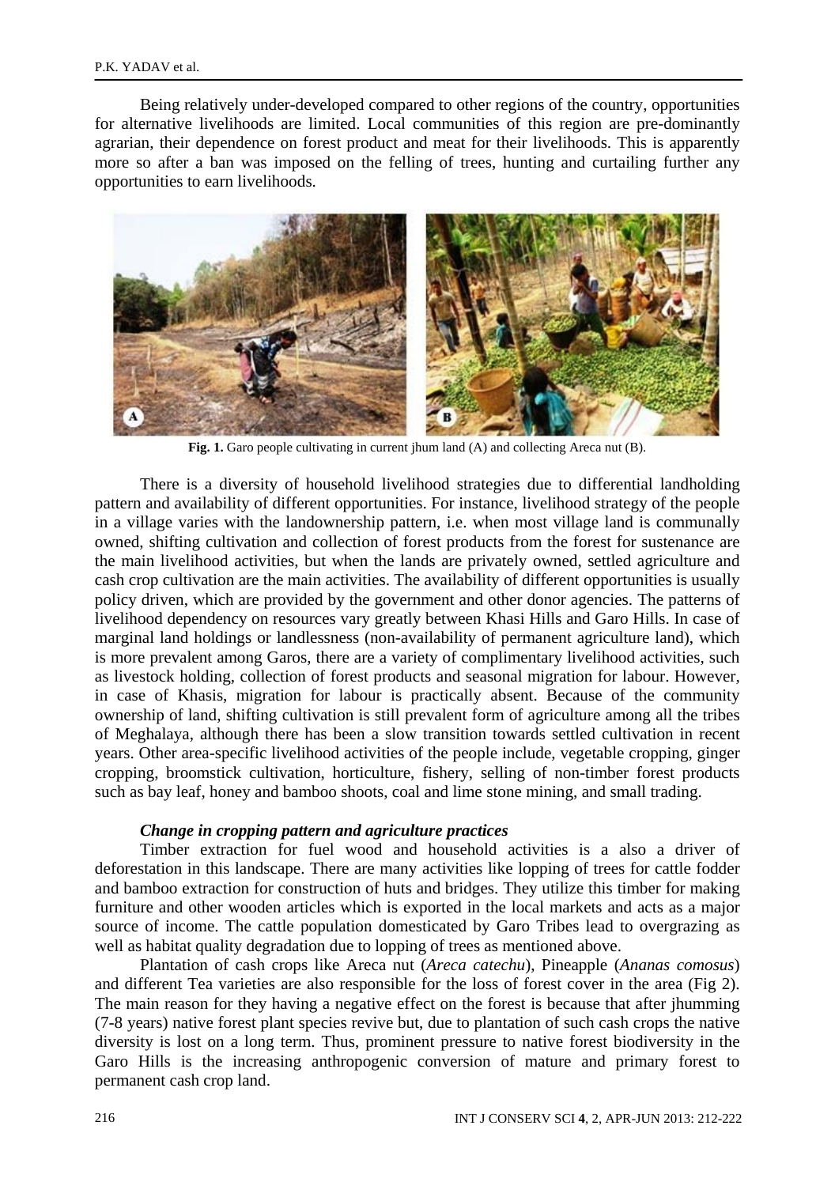Being relatively under-developed compared to other regions of the country, opportunities for alternative livelihoods are limited. Local communities of this region are pre-dominantly agrarian, their dependence on forest product and meat for their livelihoods. This is apparently more so after a ban was imposed on the felling of trees, hunting and curtailing further any opportunities to earn livelihoods.

**Fig. 1.** Garo people cultivating in current jhum land (A) and collecting Areca nut (B).

There is a diversity of household livelihood strategies due to differential landholding pattern and availability of different opportunities. For instance, livelihood strategy of the people in a village varies with the landownership pattern, i.e. when most village land is communally owned, shifting cultivation and collection of forest products from the forest for sustenance are the main livelihood activities, but when the lands are privately owned, settled agriculture and cash crop cultivation are the main activities. The availability of different opportunities is usually policy driven, which are provided by the government and other donor agencies. The patterns of livelihood dependency on resources vary greatly between Khasi Hills and Garo Hills. In case of marginal land holdings or landlessness (non-availability of permanent agriculture land), which is more prevalent among Garos, there are a variety of complimentary livelihood activities, such as livestock holding, collection of forest products and seasonal migration for labour. However, in case of Khasis, migration for labour is practically absent. Because of the community ownership of land, shifting cultivation is still prevalent form of agriculture among all the tribes of Meghalaya, although there has been a slow transition towards settled cultivation in recent years. Other area-specific livelihood activities of the people include, vegetable cropping, ginger cropping, broomstick cultivation, horticulture, fishery, selling of non-timber forest products such as bay leaf, honey and bamboo shoots, coal and lime stone mining, and small trading.

***Change in cropping pattern and agriculture practices***

Timber extraction for fuel wood and household activities is a also a driver of deforestation in this landscape. There are many activities like lopping of trees for cattle fodder and bamboo extraction for construction of huts and bridges. They utilize this timber for making furniture and other wooden articles which is exported in the local markets and acts as a major source of income. The cattle population domesticated by Garo Tribes lead to overgrazing as well as habitat quality degradation due to lopping of trees as mentioned above.

Plantation of cash crops like Areca nut (*Areca catechu*), Pineapple (*Ananas comosus*) and different Tea varieties are also responsible for the loss of forest cover in the area (Fig 2). The main reason for they having a negative effect on the forest is because that after jhumming (7-8 years) native forest plant species revive but, due to plantation of such cash crops the native diversity is lost on a long term. Thus, prominent pressure to native forest biodiversity in the Garo Hills is the increasing anthropogenic conversion of mature and primary forest to permanent cash crop land.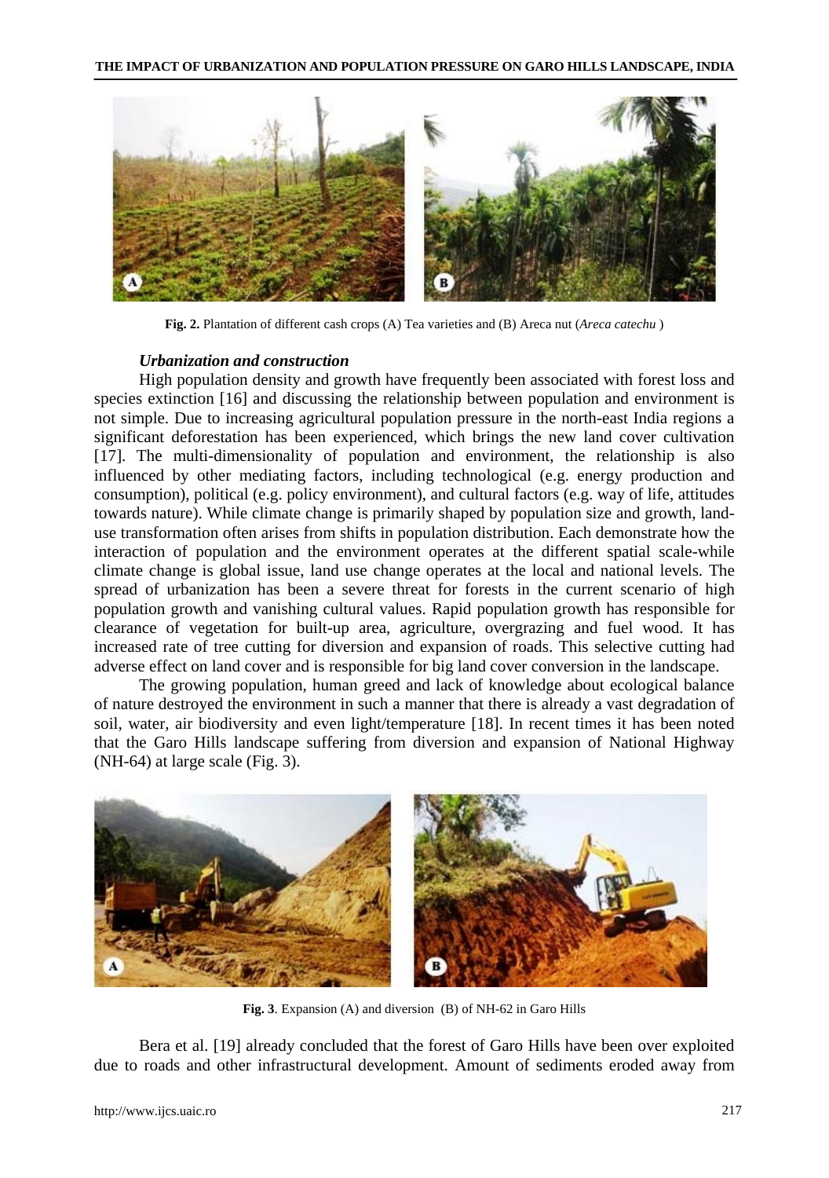Fig. 2. Plantation of different cash crops (A) Tea varieties and (B) Areca nut (*Areca catechu* )

### *Urbanization and construction*

High population density and growth have frequently been associated with forest loss and species extinction [16] and discussing the relationship between population and environment is not simple. Due to increasing agricultural population pressure in the north-east India regions a significant deforestation has been experienced, which brings the new land cover cultivation [17]. The multi-dimensionality of population and environment, the relationship is also influenced by other mediating factors, including technological (e.g. energy production and consumption), political (e.g. policy environment), and cultural factors (e.g. way of life, attitudes towards nature). While climate change is primarily shaped by population size and growth, land-use transformation often arises from shifts in population distribution. Each demonstrate how the interaction of population and the environment operates at the different spatial scale-while climate change is global issue, land use change operates at the local and national levels. The spread of urbanization has been a severe threat for forests in the current scenario of high population growth and vanishing cultural values. Rapid population growth has responsible for clearance of vegetation for built-up area, agriculture, overgrazing and fuel wood. It has increased rate of tree cutting for diversion and expansion of roads. This selective cutting had adverse effect on land cover and is responsible for big land cover conversion in the landscape.

The growing population, human greed and lack of knowledge about ecological balance of nature destroyed the environment in such a manner that there is already a vast degradation of soil, water, air biodiversity and even light/temperature [18]. In recent times it has been noted that the Garo Hills landscape suffering from diversion and expansion of National Highway (NH-64) at large scale (Fig. 3).

**Fig. 3**. Expansion (A) and diversion (B) of NH-62 in Garo Hills

Bera et al. [19] already concluded that the forest of Garo Hills have been over exploited due to roads and other infrastructural development. Amount of sediments eroded away from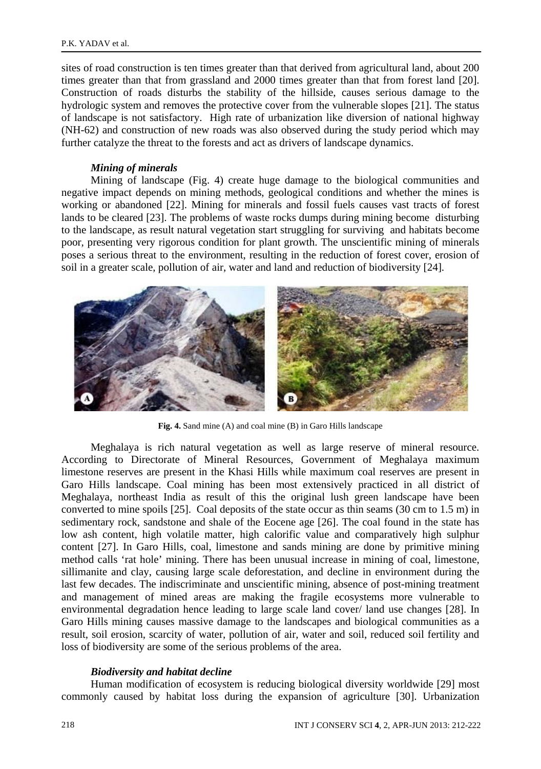sites of road construction is ten times greater than that derived from agricultural land, about 200 times greater than that from grassland and 2000 times greater than that from forest land [20]. Construction of roads disturbs the stability of the hillside, causes serious damage to the hydrologic system and removes the protective cover from the vulnerable slopes [21]. The status of landscape is not satisfactory. High rate of urbanization like diversion of national highway (NH-62) and construction of new roads was also observed during the study period which may further catalyze the threat to the forests and act as drivers of landscape dynamics.

### *Mining of minerals*

Mining of landscape (Fig. 4) create huge damage to the biological communities and negative impact depends on mining methods, geological conditions and whether the mines is working or abandoned [22]. Mining for minerals and fossil fuels causes vast tracts of forest lands to be cleared [23]. The problems of waste rocks dumps during mining become disturbing to the landscape, as result natural vegetation start struggling for surviving and habitats become poor, presenting very rigorous condition for plant growth. The unscientific mining of minerals poses a serious threat to the environment, resulting in the reduction of forest cover, erosion of soil in a greater scale, pollution of air, water and land and reduction of biodiversity [24].

**Fig. 4.** Sand mine (A) and coal mine (B) in Garo Hills landscape

Meghalaya is rich natural vegetation as well as large reserve of mineral resource. According to Directorate of Mineral Resources, Government of Meghalaya maximum limestone reserves are present in the Khasi Hills while maximum coal reserves are present in Garo Hills landscape. Coal mining has been most extensively practiced in all district of Meghalaya, northeast India as result of this the original lush green landscape have been converted to mine spoils [25]. Coal deposits of the state occur as thin seams (30 cm to 1.5 m) in sedimentary rock, sandstone and shale of the Eocene age [26]. The coal found in the state has low ash content, high volatile matter, high calorific value and comparatively high sulphur content [27]. In Garo Hills, coal, limestone and sands mining are done by primitive mining method calls 'rat hole' mining. There has been unusual increase in mining of coal, limestone, sillimanite and clay, causing large scale deforestation, and decline in environment during the last few decades. The indiscriminate and unscientific mining, absence of post-mining treatment and management of mined areas are making the fragile ecosystems more vulnerable to environmental degradation hence leading to large scale land cover/ land use changes [28]. In Garo Hills mining causes massive damage to the landscapes and biological communities as a result, soil erosion, scarcity of water, pollution of air, water and soil, reduced soil fertility and loss of biodiversity are some of the serious problems of the area.

### *Biodiversity and habitat decline*

Human modification of ecosystem is reducing biological diversity worldwide [29] most commonly caused by habitat loss during the expansion of agriculture [30]. Urbanization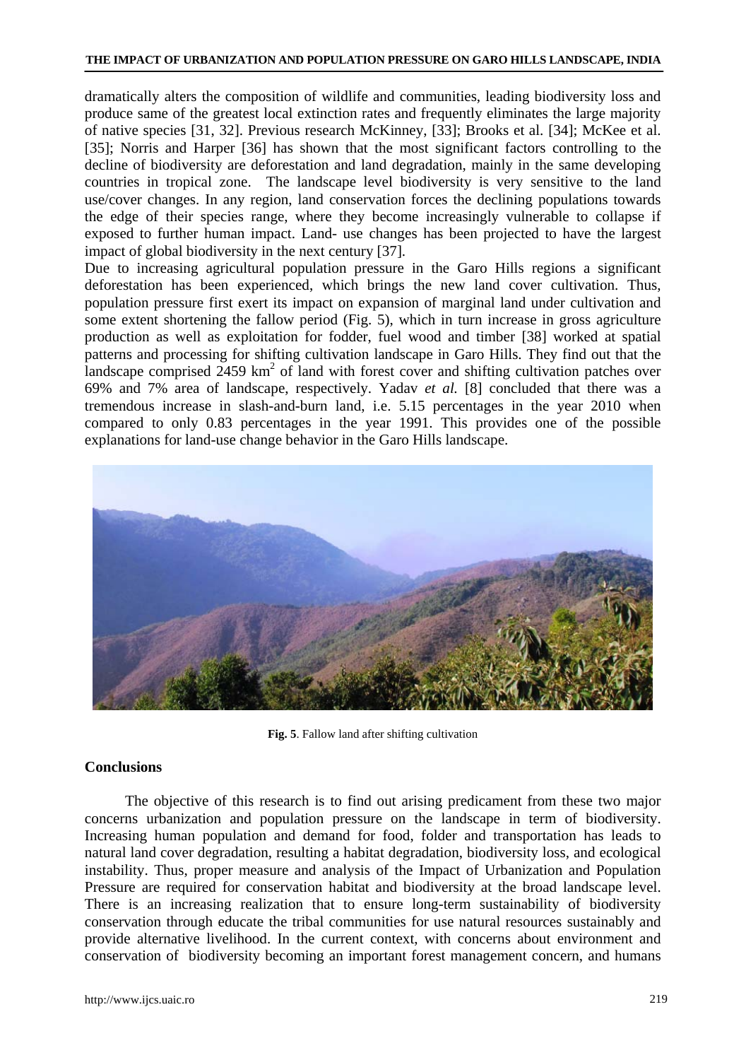dramatically alters the composition of wildlife and communities, leading biodiversity loss and produce same of the greatest local extinction rates and frequently eliminates the large majority of native species [31, 32]. Previous research McKinney, [33]; Brooks et al. [34]; McKee et al. [35]; Norris and Harper [36] has shown that the most significant factors controlling to the decline of biodiversity are deforestation and land degradation, mainly in the same developing countries in tropical zone. The landscape level biodiversity is very sensitive to the land use/cover changes. In any region, land conservation forces the declining populations towards the edge of their species range, where they become increasingly vulnerable to collapse if exposed to further human impact. Land- use changes has been projected to have the largest impact of global biodiversity in the next century [37].

Due to increasing agricultural population pressure in the Garo Hills regions a significant deforestation has been experienced, which brings the new land cover cultivation. Thus, population pressure first exert its impact on expansion of marginal land under cultivation and some extent shortening the fallow period (Fig. 5), which in turn increase in gross agriculture production as well as exploitation for fodder, fuel wood and timber [38] worked at spatial patterns and processing for shifting cultivation landscape in Garo Hills. They find out that the landscape comprised 2459 km$^2$ of land with forest cover and shifting cultivation patches over 69% and 7% area of landscape, respectively. Yadav *et al.* [8] concluded that there was a tremendous increase in slash-and-burn land, i.e. 5.15 percentages in the year 2010 when compared to only 0.83 percentages in the year 1991. This provides one of the possible explanations for land-use change behavior in the Garo Hills landscape.

**Fig. 5**. Fallow land after shifting cultivation

## Conclusions

The objective of this research is to find out arising predicament from these two major concerns urbanization and population pressure on the landscape in term of biodiversity. Increasing human population and demand for food, folder and transportation has leads to natural land cover degradation, resulting a habitat degradation, biodiversity loss, and ecological instability. Thus, proper measure and analysis of the Impact of Urbanization and Population Pressure are required for conservation habitat and biodiversity at the broad landscape level. There is an increasing realization that to ensure long-term sustainability of biodiversity conservation through educate the tribal communities for use natural resources sustainably and provide alternative livelihood. In the current context, with concerns about environment and conservation of biodiversity becoming an important forest management concern, and humans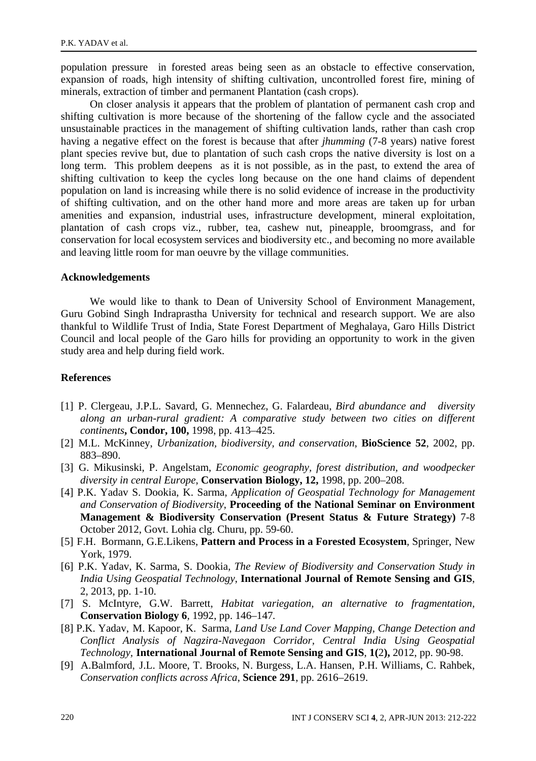population pressure  in forested areas being seen as an obstacle to effective conservation, expansion of roads, high intensity of shifting cultivation, uncontrolled forest fire, mining of minerals, extraction of timber and permanent Plantation (cash crops).

On closer analysis it appears that the problem of plantation of permanent cash crop and shifting cultivation is more because of the shortening of the fallow cycle and the associated unsustainable practices in the management of shifting cultivation lands, rather than cash crop having a negative effect on the forest is because that after *jhumming* (7-8 years) native forest plant species revive but, due to plantation of such cash crops the native diversity is lost on a long term.  This problem deepens  as it is not possible, as in the past, to extend the area of shifting cultivation to keep the cycles long because on the one hand claims of dependent population on land is increasing while there is no solid evidence of increase in the productivity of shifting cultivation, and on the other hand more and more areas are taken up for urban amenities and expansion, industrial uses, infrastructure development, mineral exploitation, plantation of cash crops viz., rubber, tea, cashew nut, pineapple, broomgrass, and for conservation for local ecosystem services and biodiversity etc., and becoming no more available and leaving little room for man oeuvre by the village communities.

## Acknowledgements

We would like to thank to Dean of University School of Environment Management, Guru Gobind Singh Indraprastha University for technical and research support. We are also thankful to Wildlife Trust of India, State Forest Department of Meghalaya, Garo Hills District Council and local people of the Garo hills for providing an opportunity to work in the given study area and help during field work.

## References

[1] P. Clergeau, J.P.L. Savard, G. Mennechez, G. Falardeau, *Bird abundance and  diversity along an urban-rural gradient: A comparative study between two cities on different continents*, **Condor, 100,** 1998, pp. 413–425.

[2] M.L. McKinney, *Urbanization, biodiversity, and conservation*, **BioScience 52**, 2002, pp. 883–890.

[3] G. Mikusinski, P. Angelstam, *Economic geography, forest distribution, and woodpecker diversity in central Europe*, **Conservation Biology, 12,** 1998, pp. 200–208.

[4] P.K. Yadav S. Dookia, K. Sarma, *Application of Geospatial Technology for Management and Conservation of Biodiversity*, **Proceeding of the National Seminar on Environment Management & Biodiversity Conservation (Present Status & Future Strategy)** 7-8 October 2012, Govt. Lohia clg. Churu, pp. 59-60.

[5] F.H. Bormann, G.E.Likens, **Pattern and Process in a Forested Ecosystem**, Springer, New York, 1979.

[6] P.K. Yadav, K. Sarma, S. Dookia, *The Review of Biodiversity and Conservation Study in India Using Geospatial Technology*, **International Journal of Remote Sensing and GIS**, 2, 2013, pp. 1-10.

[7] S. McIntyre, G.W. Barrett, *Habitat variegation, an alternative to fragmentation,* **Conservation Biology 6**, 1992, pp. 146–147.

[8] P.K. Yadav, M. Kapoor, K. Sarma, *Land Use Land Cover Mapping, Change Detection and Conflict Analysis of Nagzira-Navegaon Corridor, Central India Using Geospatial Technology,* **International Journal of Remote Sensing and GIS***,* **1(**2**),** 2012, pp. 90-98.

[9] A.Balmford, J.L. Moore, T. Brooks, N. Burgess, L.A. Hansen, P.H. Williams, C. Rahbek, *Conservation conflicts across Africa*, **Science 291**, pp. 2616–2619.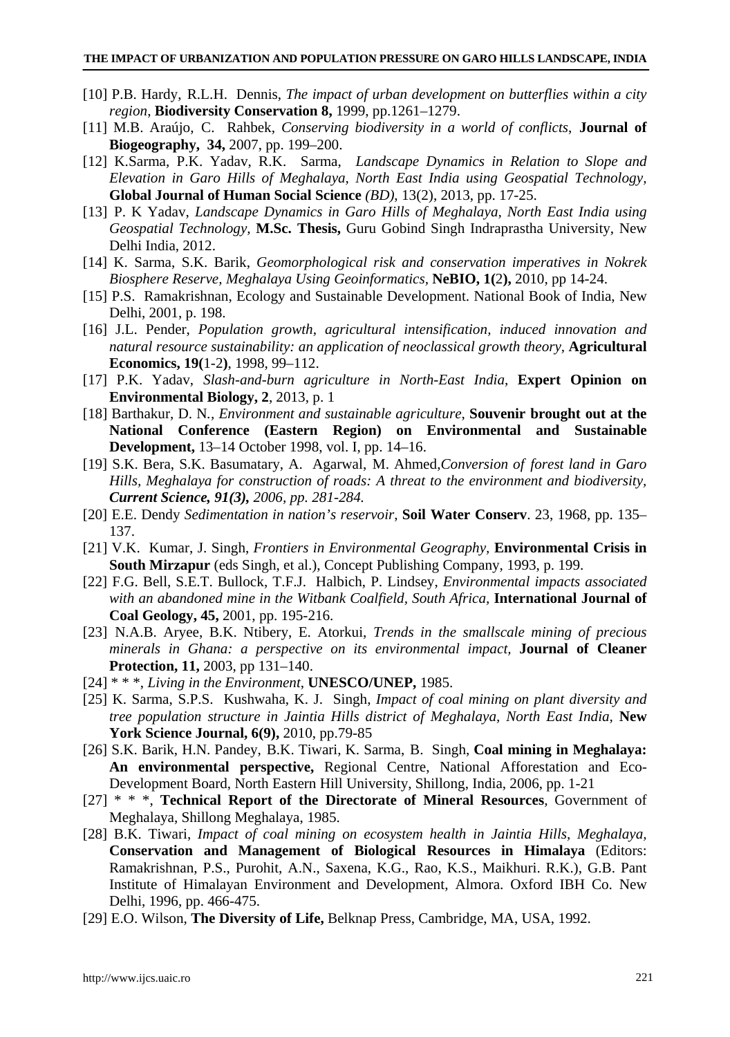[10] P.B. Hardy, R.L.H. Dennis, *The impact of urban development on butterflies within a city region*, **Biodiversity Conservation 8,** 1999, pp.1261–1279.

[11] M.B. Araújo, C. Rahbek, *Conserving biodiversity in a world of conflicts*, **Journal of Biogeography, 34,** 2007, pp. 199–200.

[12] K.Sarma, P.K. Yadav, R.K. Sarma, *Landscape Dynamics in Relation to Slope and Elevation in Garo Hills of Meghalaya, North East India using Geospatial Technology*, **Global Journal of Human Social Science** *(BD)*, 13(2), 2013, pp. 17-25.

[13] P. K Yadav, *Landscape Dynamics in Garo Hills of Meghalaya, North East India using Geospatial Technology,* **M.Sc. Thesis,** Guru Gobind Singh Indraprastha University, New Delhi India, 2012.

[14] K. Sarma, S.K. Barik, *Geomorphological risk and conservation imperatives in Nokrek Biosphere Reserve, Meghalaya Using Geoinformatics*, **NeBIO, 1(**2**),** 2010, pp 14-24.

[15] P.S. Ramakrishnan, Ecology and Sustainable Development. National Book of India, New Delhi, 2001, p. 198.

[16] J.L. Pender, *Population growth, agricultural intensification, induced innovation and natural resource sustainability: an application of neoclassical growth theory*, **Agricultural Economics, 19(**1-2**)**, 1998, 99–112.

[17] P.K. Yadav, *Slash-and-burn agriculture in North-East India*, **Expert Opinion on Environmental Biology, 2**, 2013, p. 1

[18] Barthakur, D. N., *Environment and sustainable agriculture*, **Souvenir brought out at the National Conference (Eastern Region) on Environmental and Sustainable Development,** 13–14 October 1998, vol. I, pp. 14–16.

[19] S.K. Bera, S.K. Basumatary, A. Agarwal, M. Ahmed,*Conversion of forest land in Garo Hills, Meghalaya for construction of roads: A threat to the environment and biodiversity,* ***Current Science, 91(3),*** *2006, pp. 281-284.*

[20] E.E. Dendy *Sedimentation in nation's reservoir*, **Soil Water Conserv**. 23, 1968, pp. 135–137.

[21] V.K. Kumar, J. Singh, *Frontiers in Environmental Geography,* **Environmental Crisis in South Mirzapur** (eds Singh, et al.), Concept Publishing Company, 1993, p. 199.

[22] F.G. Bell, S.E.T. Bullock, T.F.J. Halbich, P. Lindsey, *Environmental impacts associated with an abandoned mine in the Witbank Coalfield, South Africa*, **International Journal of Coal Geology, 45,** 2001, pp. 195-216.

[23] N.A.B. Aryee, B.K. Ntibery, E. Atorkui, *Trends in the smallscale mining of precious minerals in Ghana: a perspective on its environmental impact,* **Journal of Cleaner Protection, 11,** 2003, pp 131–140.

[24] * * *, *Living in the Environment*, **UNESCO/UNEP,** 1985.

[25] K. Sarma, S.P.S. Kushwaha, K. J. Singh, *Impact of coal mining on plant diversity and tree population structure in Jaintia Hills district of Meghalaya, North East India,* **New York Science Journal, 6(9),** 2010, pp.79-85

[26] S.K. Barik, H.N. Pandey, B.K. Tiwari, K. Sarma, B. Singh, **Coal mining in Meghalaya: An environmental perspective,** Regional Centre, National Afforestation and Eco-Development Board, North Eastern Hill University, Shillong, India, 2006, pp. 1-21

[27] * * *, **Technical Report of the Directorate of Mineral Resources**, Government of Meghalaya, Shillong Meghalaya, 1985.

[28] B.K. Tiwari, *Impact of coal mining on ecosystem health in Jaintia Hills, Meghalaya,* **Conservation and Management of Biological Resources in Himalaya** (Editors: Ramakrishnan, P.S., Purohit, A.N., Saxena, K.G., Rao, K.S., Maikhuri. R.K.), G.B. Pant Institute of Himalayan Environment and Development, Almora. Oxford IBH Co. New Delhi, 1996, pp. 466-475.

[29] E.O. Wilson, **The Diversity of Life,** Belknap Press, Cambridge, MA, USA, 1992.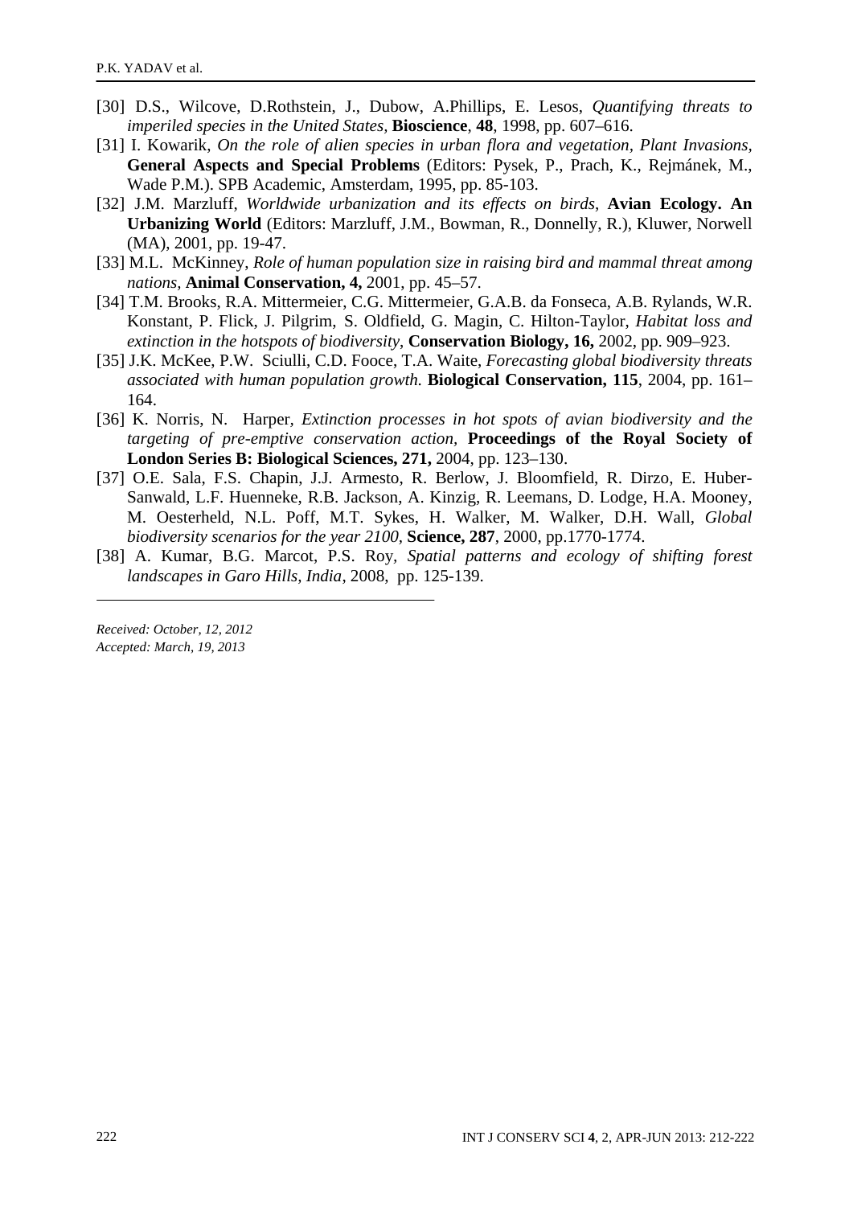[30] D.S., Wilcove, D.Rothstein, J., Dubow, A.Phillips, E. Lesos, *Quantifying threats to imperiled species in the United States*, **Bioscience**, **48**, 1998, pp. 607–616.

[31] I. Kowarik, *On the role of alien species in urban flora and vegetation, Plant Invasions,* **General Aspects and Special Problems** (Editors: Pysek, P., Prach, K., Rejmánek, M., Wade P.M.). SPB Academic, Amsterdam, 1995, pp. 85-103.

[32] J.M. Marzluff, *Worldwide urbanization and its effects on birds*, **Avian Ecology. An Urbanizing World** (Editors: Marzluff, J.M., Bowman, R., Donnelly, R.), Kluwer, Norwell (MA), 2001, pp. 19-47.

[33] M.L. McKinney, *Role of human population size in raising bird and mammal threat among nations,* **Animal Conservation, 4,** 2001, pp. 45–57.

[34] T.M. Brooks, R.A. Mittermeier, C.G. Mittermeier, G.A.B. da Fonseca, A.B. Rylands, W.R. Konstant, P. Flick, J. Pilgrim, S. Oldfield, G. Magin, C. Hilton-Taylor, *Habitat loss and extinction in the hotspots of biodiversity*, **Conservation Biology, 16,** 2002, pp. 909–923.

[35] J.K. McKee, P.W. Sciulli, C.D. Fooce, T.A. Waite, *Forecasting global biodiversity threats associated with human population growth.* **Biological Conservation, 115**, 2004, pp. 161–164.

[36] K. Norris, N. Harper, *Extinction processes in hot spots of avian biodiversity and the targeting of pre-emptive conservation action,* **Proceedings of the Royal Society of London Series B: Biological Sciences, 271,** 2004, pp. 123–130.

[37] O.E. Sala, F.S. Chapin, J.J. Armesto, R. Berlow, J. Bloomfield, R. Dirzo, E. Huber-Sanwald, L.F. Huenneke, R.B. Jackson, A. Kinzig, R. Leemans, D. Lodge, H.A. Mooney, M. Oesterheld, N.L. Poff, M.T. Sykes, H. Walker, M. Walker, D.H. Wall, *Global biodiversity scenarios for the year 2100*, **Science, 287**, 2000, pp.1770-1774.

[38] A. Kumar, B.G. Marcot, P.S. Roy, *Spatial patterns and ecology of shifting forest landscapes in Garo Hills, India*, 2008, pp. 125-139.

---

*Received: October, 12, 2012*
*Accepted: March, 19, 2013*